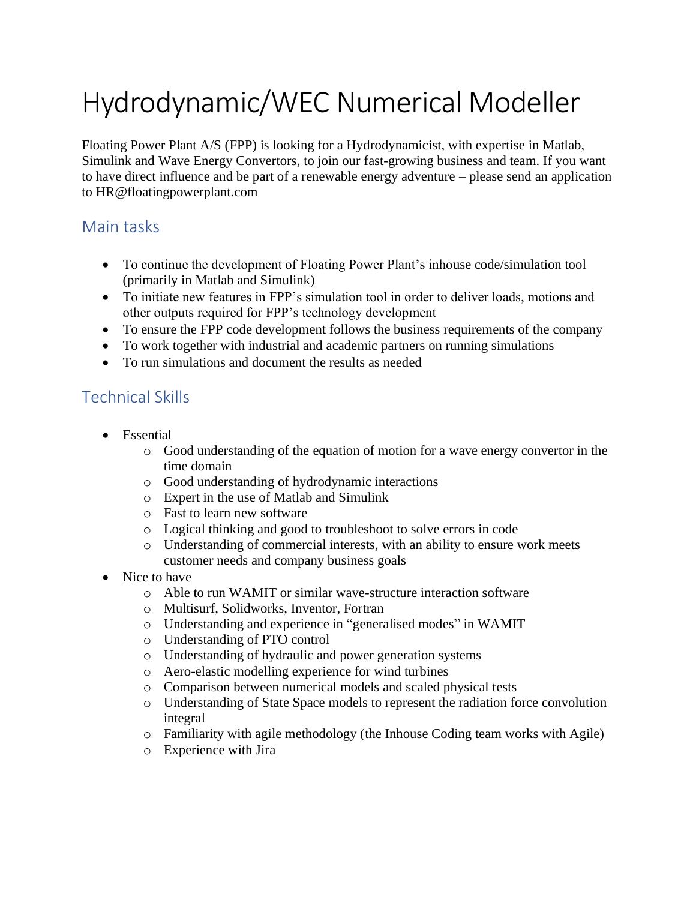# Hydrodynamic/WEC Numerical Modeller

Floating Power Plant A/S (FPP) is looking for a Hydrodynamicist, with expertise in Matlab, Simulink and Wave Energy Convertors, to join our fast-growing business and team. If you want to have direct influence and be part of a renewable energy adventure – please send an application to HR@floatingpowerplant.com

## Main tasks

- To continue the development of Floating Power Plant's inhouse code/simulation tool (primarily in Matlab and Simulink)
- To initiate new features in FPP's simulation tool in order to deliver loads, motions and other outputs required for FPP's technology development
- To ensure the FPP code development follows the business requirements of the company
- To work together with industrial and academic partners on running simulations
- To run simulations and document the results as needed

## Technical Skills

- Essential
  - Good understanding of the equation of motion for a wave energy convertor in the time domain
  - Good understanding of hydrodynamic interactions
  - Expert in the use of Matlab and Simulink
  - Fast to learn new software
  - Logical thinking and good to troubleshoot to solve errors in code
  - Understanding of commercial interests, with an ability to ensure work meets customer needs and company business goals
- Nice to have
  - Able to run WAMIT or similar wave-structure interaction software
  - Multisurf, Solidworks, Inventor, Fortran
  - Understanding and experience in "generalised modes" in WAMIT
  - Understanding of PTO control
  - Understanding of hydraulic and power generation systems
  - Aero-elastic modelling experience for wind turbines
  - Comparison between numerical models and scaled physical tests
  - Understanding of State Space models to represent the radiation force convolution integral
  - Familiarity with agile methodology (the Inhouse Coding team works with Agile)
  - Experience with Jira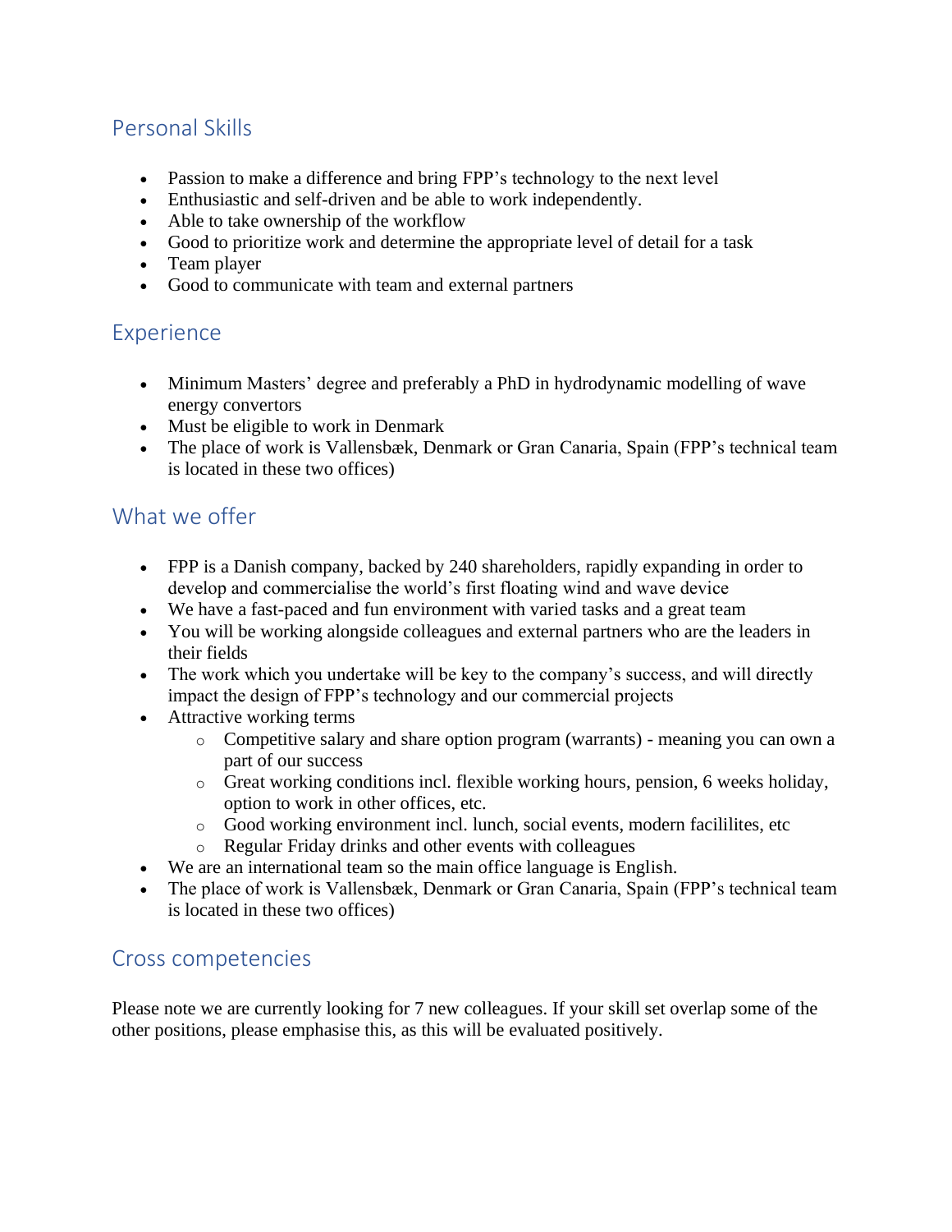## Personal Skills

- Passion to make a difference and bring FPP's technology to the next level
- Enthusiastic and self-driven and be able to work independently.
- Able to take ownership of the workflow
- Good to prioritize work and determine the appropriate level of detail for a task
- Team player
- Good to communicate with team and external partners

## Experience

- Minimum Masters' degree and preferably a PhD in hydrodynamic modelling of wave energy convertors
- Must be eligible to work in Denmark
- The place of work is Vallensbæk, Denmark or Gran Canaria, Spain (FPP's technical team is located in these two offices)

## What we offer

- FPP is a Danish company, backed by 240 shareholders, rapidly expanding in order to develop and commercialise the world's first floating wind and wave device
- We have a fast-paced and fun environment with varied tasks and a great team
- You will be working alongside colleagues and external partners who are the leaders in their fields
- The work which you undertake will be key to the company's success, and will directly impact the design of FPP's technology and our commercial projects
- Attractive working terms
  - Competitive salary and share option program (warrants) - meaning you can own a part of our success
  - Great working conditions incl. flexible working hours, pension, 6 weeks holiday, option to work in other offices, etc.
  - Good working environment incl. lunch, social events, modern facililites, etc
  - Regular Friday drinks and other events with colleagues
- We are an international team so the main office language is English.
- The place of work is Vallensbæk, Denmark or Gran Canaria, Spain (FPP's technical team is located in these two offices)

## Cross competencies

Please note we are currently looking for 7 new colleagues. If your skill set overlap some of the other positions, please emphasise this, as this will be evaluated positively.